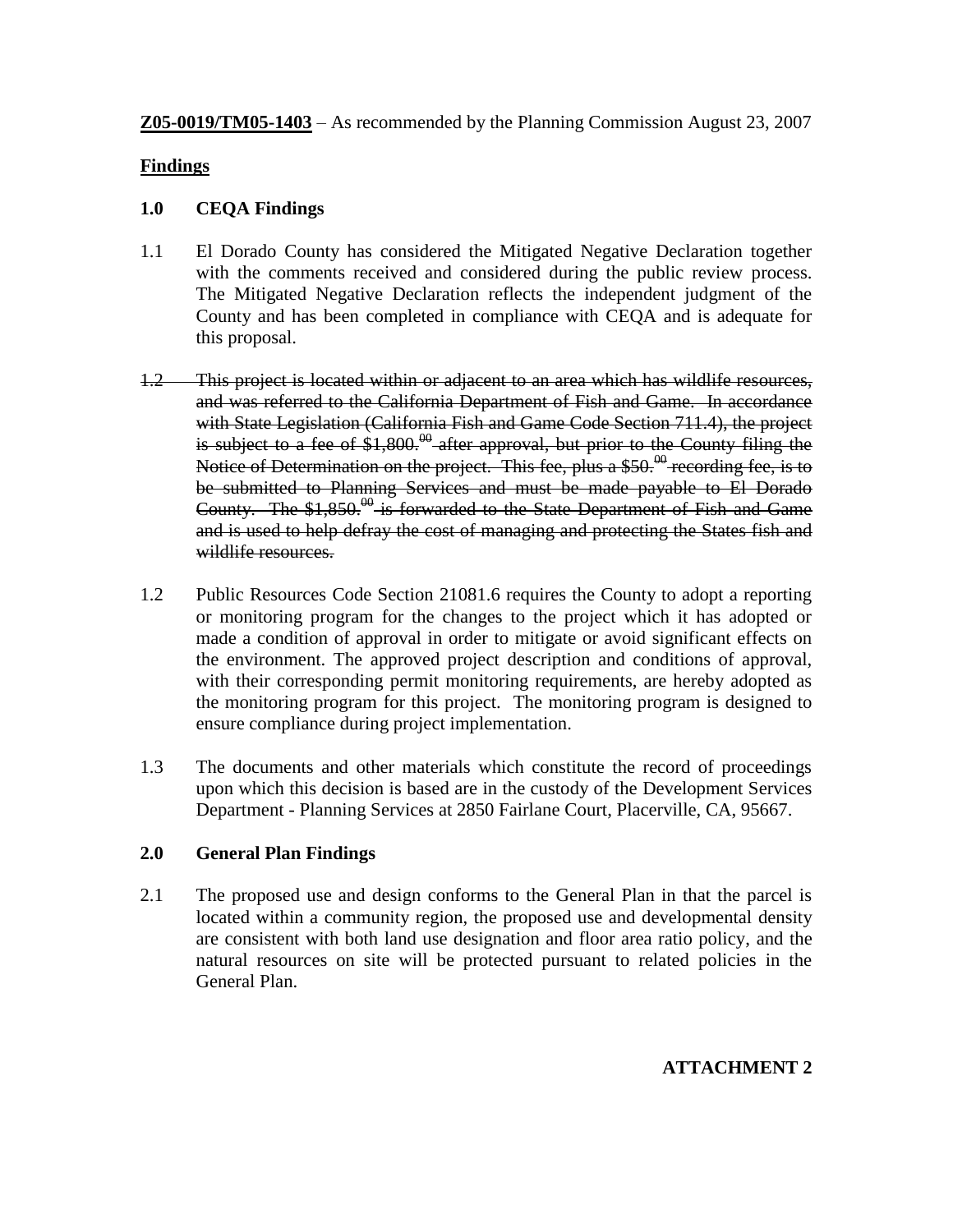**Z05-0019/TM05-1403** – As recommended by the Planning Commission August 23, 2007

**Findings**

**1.0 CEQA Findings**

1.1 El Dorado County has considered the Mitigated Negative Declaration together with the comments received and considered during the public review process. The Mitigated Negative Declaration reflects the independent judgment of the County and has been completed in compliance with CEQA and is adequate for this proposal.

~~1.2 This project is located within or adjacent to an area which has wildlife resources, and was referred to the California Department of Fish and Game. In accordance with State Legislation (California Fish and Game Code Section 711.4), the project is subject to a fee of \$1,800.00 after approval, but prior to the County filing the Notice of Determination on the project. This fee, plus a \$50.00 recording fee, is to be submitted to Planning Services and must be made payable to El Dorado County. The \$1,850.00 is forwarded to the State Department of Fish and Game and is used to help defray the cost of managing and protecting the States fish and wildlife resources.~~

1.2 Public Resources Code Section 21081.6 requires the County to adopt a reporting or monitoring program for the changes to the project which it has adopted or made a condition of approval in order to mitigate or avoid significant effects on the environment. The approved project description and conditions of approval, with their corresponding permit monitoring requirements, are hereby adopted as the monitoring program for this project. The monitoring program is designed to ensure compliance during project implementation.

1.3 The documents and other materials which constitute the record of proceedings upon which this decision is based are in the custody of the Development Services Department - Planning Services at 2850 Fairlane Court, Placerville, CA, 95667.

**2.0 General Plan Findings**

2.1 The proposed use and design conforms to the General Plan in that the parcel is located within a community region, the proposed use and developmental density are consistent with both land use designation and floor area ratio policy, and the natural resources on site will be protected pursuant to related policies in the General Plan.

**ATTACHMENT 2**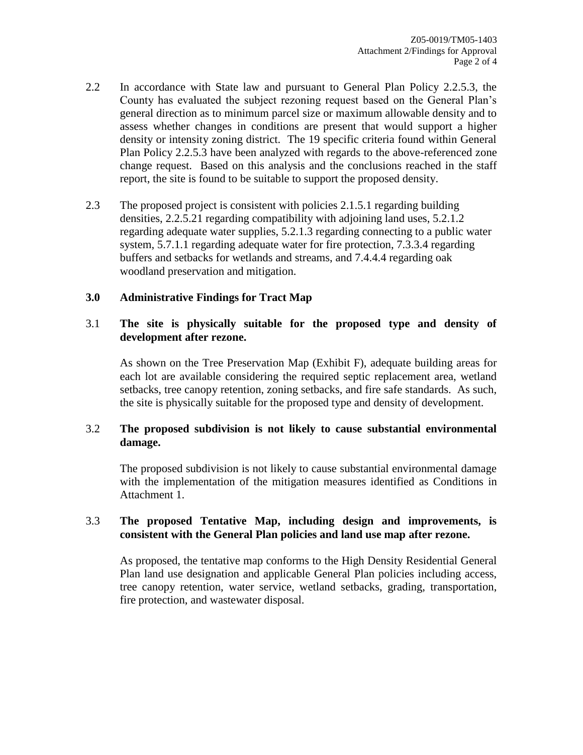2.2 In accordance with State law and pursuant to General Plan Policy 2.2.5.3, the County has evaluated the subject rezoning request based on the General Plan's general direction as to minimum parcel size or maximum allowable density and to assess whether changes in conditions are present that would support a higher density or intensity zoning district. The 19 specific criteria found within General Plan Policy 2.2.5.3 have been analyzed with regards to the above-referenced zone change request. Based on this analysis and the conclusions reached in the staff report, the site is found to be suitable to support the proposed density.

2.3 The proposed project is consistent with policies 2.1.5.1 regarding building densities, 2.2.5.21 regarding compatibility with adjoining land uses, 5.2.1.2 regarding adequate water supplies, 5.2.1.3 regarding connecting to a public water system, 5.7.1.1 regarding adequate water for fire protection, 7.3.3.4 regarding buffers and setbacks for wetlands and streams, and 7.4.4.4 regarding oak woodland preservation and mitigation.

## 3.0 Administrative Findings for Tract Map

3.1 **The site is physically suitable for the proposed type and density of development after rezone.**

As shown on the Tree Preservation Map (Exhibit F), adequate building areas for each lot are available considering the required septic replacement area, wetland setbacks, tree canopy retention, zoning setbacks, and fire safe standards. As such, the site is physically suitable for the proposed type and density of development.

3.2 **The proposed subdivision is not likely to cause substantial environmental damage.**

The proposed subdivision is not likely to cause substantial environmental damage with the implementation of the mitigation measures identified as Conditions in Attachment 1.

3.3 **The proposed Tentative Map, including design and improvements, is consistent with the General Plan policies and land use map after rezone.**

As proposed, the tentative map conforms to the High Density Residential General Plan land use designation and applicable General Plan policies including access, tree canopy retention, water service, wetland setbacks, grading, transportation, fire protection, and wastewater disposal.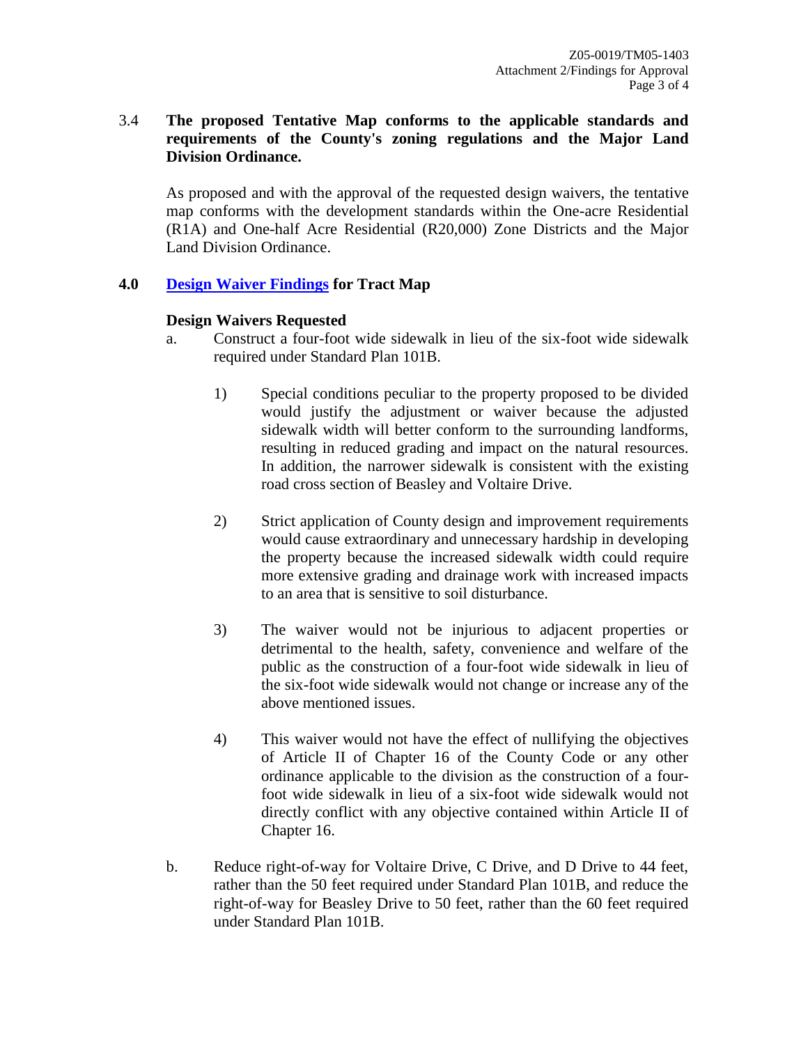3.4 **The proposed Tentative Map conforms to the applicable standards and requirements of the County's zoning regulations and the Major Land Division Ordinance.**

As proposed and with the approval of the requested design waivers, the tentative map conforms with the development standards within the One-acre Residential (R1A) and One-half Acre Residential (R20,000) Zone Districts and the Major Land Division Ordinance.

**4.0 [Design Waiver Findings](#) for Tract Map**

**Design Waivers Requested**

a. Construct a four-foot wide sidewalk in lieu of the six-foot wide sidewalk required under Standard Plan 101B.

   1) Special conditions peculiar to the property proposed to be divided would justify the adjustment or waiver because the adjusted sidewalk width will better conform to the surrounding landforms, resulting in reduced grading and impact on the natural resources. In addition, the narrower sidewalk is consistent with the existing road cross section of Beasley and Voltaire Drive.

   2) Strict application of County design and improvement requirements would cause extraordinary and unnecessary hardship in developing the property because the increased sidewalk width could require more extensive grading and drainage work with increased impacts to an area that is sensitive to soil disturbance.

   3) The waiver would not be injurious to adjacent properties or detrimental to the health, safety, convenience and welfare of the public as the construction of a four-foot wide sidewalk in lieu of the six-foot wide sidewalk would not change or increase any of the above mentioned issues.

   4) This waiver would not have the effect of nullifying the objectives of Article II of Chapter 16 of the County Code or any other ordinance applicable to the division as the construction of a four-foot wide sidewalk in lieu of a six-foot wide sidewalk would not directly conflict with any objective contained within Article II of Chapter 16.

b. Reduce right-of-way for Voltaire Drive, C Drive, and D Drive to 44 feet, rather than the 50 feet required under Standard Plan 101B, and reduce the right-of-way for Beasley Drive to 50 feet, rather than the 60 feet required under Standard Plan 101B.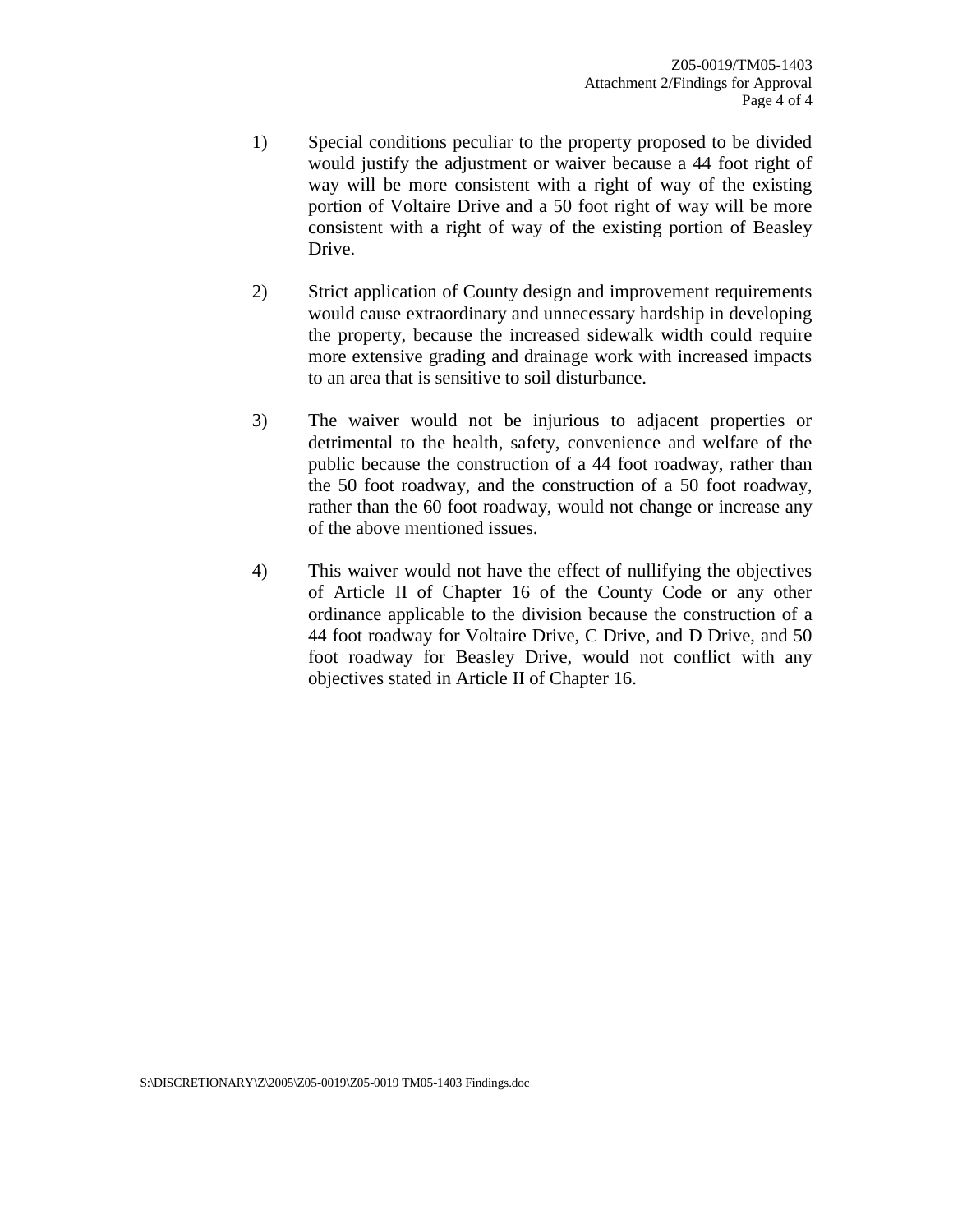1) Special conditions peculiar to the property proposed to be divided would justify the adjustment or waiver because a 44 foot right of way will be more consistent with a right of way of the existing portion of Voltaire Drive and a 50 foot right of way will be more consistent with a right of way of the existing portion of Beasley Drive.

2) Strict application of County design and improvement requirements would cause extraordinary and unnecessary hardship in developing the property, because the increased sidewalk width could require more extensive grading and drainage work with increased impacts to an area that is sensitive to soil disturbance.

3) The waiver would not be injurious to adjacent properties or detrimental to the health, safety, convenience and welfare of the public because the construction of a 44 foot roadway, rather than the 50 foot roadway, and the construction of a 50 foot roadway, rather than the 60 foot roadway, would not change or increase any of the above mentioned issues.

4) This waiver would not have the effect of nullifying the objectives of Article II of Chapter 16 of the County Code or any other ordinance applicable to the division because the construction of a 44 foot roadway for Voltaire Drive, C Drive, and D Drive, and 50 foot roadway for Beasley Drive, would not conflict with any objectives stated in Article II of Chapter 16.